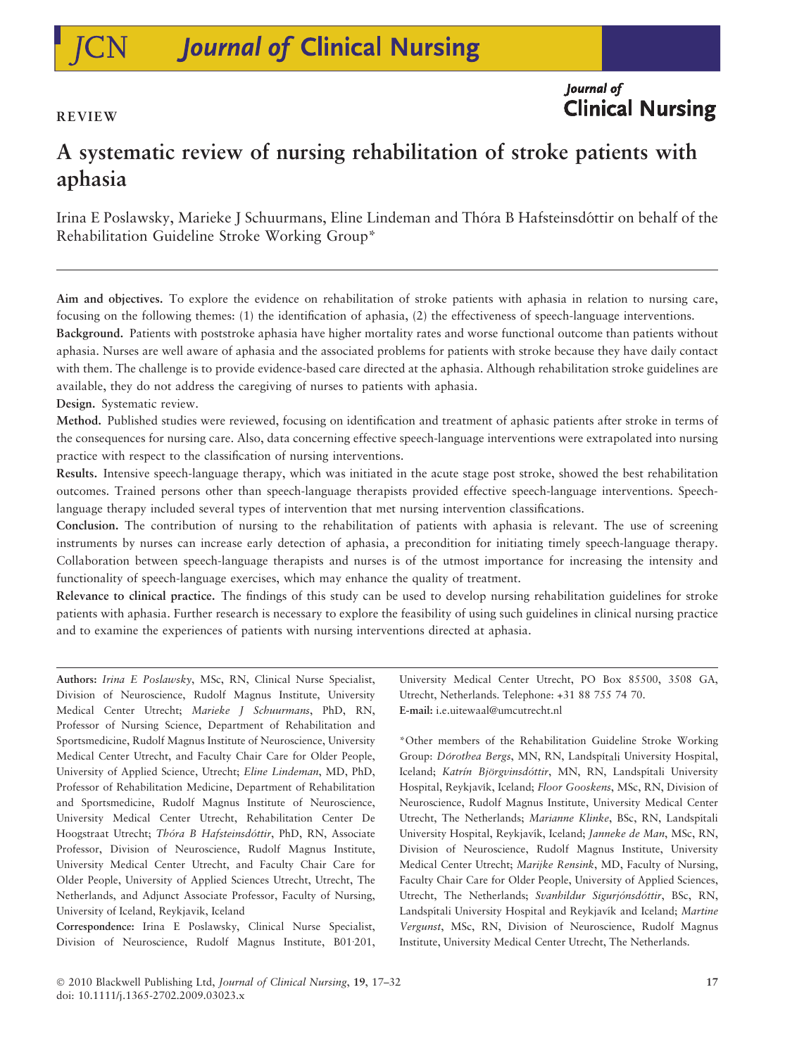REVIEW

# A systematic review of nursing rehabilitation of stroke patients with aphasia

Irina E Poslawsky, Marieke J Schuurmans, Eline Lindeman and Thóra B Hafsteinsdóttir on behalf of the Rehabilitation Guideline Stroke Working Group*

**Aim and objectives.** To explore the evidence on rehabilitation of stroke patients with aphasia in relation to nursing care, focusing on the following themes: (1) the identification of aphasia, (2) the effectiveness of speech-language interventions.

**Background.** Patients with poststroke aphasia have higher mortality rates and worse functional outcome than patients without aphasia. Nurses are well aware of aphasia and the associated problems for patients with stroke because they have daily contact with them. The challenge is to provide evidence-based care directed at the aphasia. Although rehabilitation stroke guidelines are available, they do not address the caregiving of nurses to patients with aphasia.

**Design.** Systematic review.

**Method.** Published studies were reviewed, focusing on identification and treatment of aphasic patients after stroke in terms of the consequences for nursing care. Also, data concerning effective speech-language interventions were extrapolated into nursing practice with respect to the classification of nursing interventions.

**Results.** Intensive speech-language therapy, which was initiated in the acute stage post stroke, showed the best rehabilitation outcomes. Trained persons other than speech-language therapists provided effective speech-language interventions. Speech-language therapy included several types of intervention that met nursing intervention classifications.

**Conclusion.** The contribution of nursing to the rehabilitation of patients with aphasia is relevant. The use of screening instruments by nurses can increase early detection of aphasia, a precondition for initiating timely speech-language therapy. Collaboration between speech-language therapists and nurses is of the utmost importance for increasing the intensity and functionality of speech-language exercises, which may enhance the quality of treatment.

**Relevance to clinical practice.** The findings of this study can be used to develop nursing rehabilitation guidelines for stroke patients with aphasia. Further research is necessary to explore the feasibility of using such guidelines in clinical nursing practice and to examine the experiences of patients with nursing interventions directed at aphasia.

---

**Authors:** *Irina E Poslawsky*, MSc, RN, Clinical Nurse Specialist, Division of Neuroscience, Rudolf Magnus Institute, University Medical Center Utrecht; *Marieke J Schuurmans*, PhD, RN, Professor of Nursing Science, Department of Rehabilitation and Sportsmedicine, Rudolf Magnus Institute of Neuroscience, University Medical Center Utrecht, and Faculty Chair Care for Older People, University of Applied Science, Utrecht; *Eline Lindeman*, MD, PhD, Professor of Rehabilitation Medicine, Department of Rehabilitation and Sportsmedicine, Rudolf Magnus Institute of Neuroscience, University Medical Center Utrecht, Rehabilitation Center De Hoogstraat Utrecht; *Thóra B Hafsteinsdóttir*, PhD, RN, Associate Professor, Division of Neuroscience, Rudolf Magnus Institute, University Medical Center Utrecht, and Faculty Chair Care for Older People, University of Applied Sciences Utrecht, Utrecht, The Netherlands, and Adjunct Associate Professor, Faculty of Nursing, University of Iceland, Reykjavik, Iceland

**Correspondence:** Irina E Poslawsky, Clinical Nurse Specialist, Division of Neuroscience, Rudolf Magnus Institute, B01·201, University Medical Center Utrecht, PO Box 85500, 3508 GA, Utrecht, Netherlands. Telephone: +31 88 755 74 70.
**E-mail:** i.e.uitewaal@umcutrecht.nl

*Other members of the Rehabilitation Guideline Stroke Working Group: *Dórothea Bergs*, MN, RN, Landspítali University Hospital, Iceland; *Katrín Björgvinsdóttir*, MN, RN, Landspítali University Hospital, Reykjavík, Iceland; *Floor Gooskens*, MSc, RN, Division of Neuroscience, Rudolf Magnus Institute, University Medical Center Utrecht, The Netherlands; *Marianne Klinke*, BSc, RN, Landspítali University Hospital, Reykjavík, Iceland; *Janneke de Man*, MSc, RN, Division of Neuroscience, Rudolf Magnus Institute, University Medical Center Utrecht; *Marijke Rensink*, MD, Faculty of Nursing, Faculty Chair Care for Older People, University of Applied Sciences, Utrecht, The Netherlands; *Svanhildur Sigurjónsdóttir*, BSc, RN, Landspítali University Hospital and Reykjavík and Iceland; *Martine Vergunst*, MSc, RN, Division of Neuroscience, Rudolf Magnus Institute, University Medical Center Utrecht, The Netherlands.

© 2010 Blackwell Publishing Ltd, *Journal of Clinical Nursing*, **19**, 17–32
doi: 10.1111/j.1365-2702.2009.03023.x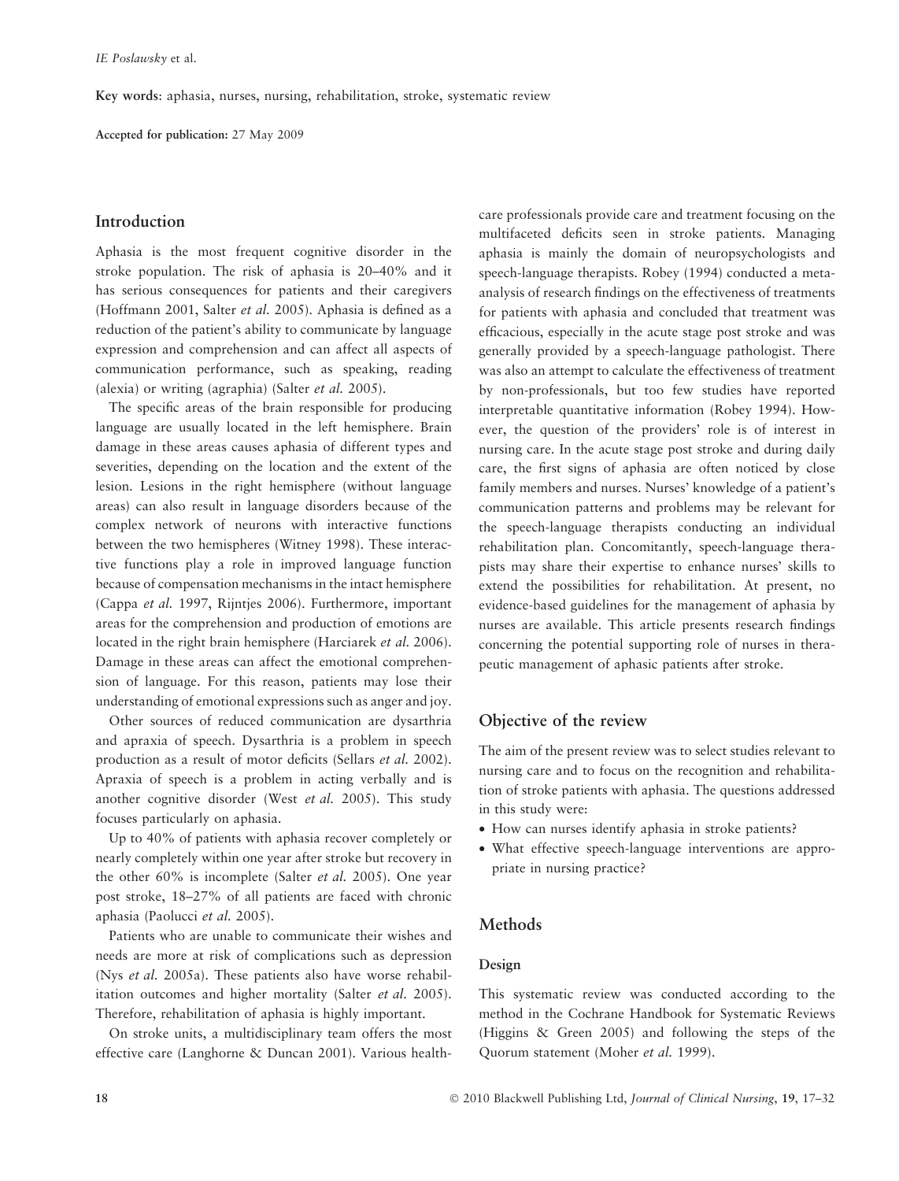**Key words**: aphasia, nurses, nursing, rehabilitation, stroke, systematic review

**Accepted for publication:** 27 May 2009

## Introduction

Aphasia is the most frequent cognitive disorder in the stroke population. The risk of aphasia is 20–40% and it has serious consequences for patients and their caregivers (Hoffmann 2001, Salter *et al.* 2005). Aphasia is defined as a reduction of the patient's ability to communicate by language expression and comprehension and can affect all aspects of communication performance, such as speaking, reading (alexia) or writing (agraphia) (Salter *et al.* 2005).

The specific areas of the brain responsible for producing language are usually located in the left hemisphere. Brain damage in these areas causes aphasia of different types and severities, depending on the location and the extent of the lesion. Lesions in the right hemisphere (without language areas) can also result in language disorders because of the complex network of neurons with interactive functions between the two hemispheres (Witney 1998). These interactive functions play a role in improved language function because of compensation mechanisms in the intact hemisphere (Cappa *et al.* 1997, Rijntjes 2006). Furthermore, important areas for the comprehension and production of emotions are located in the right brain hemisphere (Harciarek *et al.* 2006). Damage in these areas can affect the emotional comprehension of language. For this reason, patients may lose their understanding of emotional expressions such as anger and joy.

Other sources of reduced communication are dysarthria and apraxia of speech. Dysarthria is a problem in speech production as a result of motor deficits (Sellars *et al.* 2002). Apraxia of speech is a problem in acting verbally and is another cognitive disorder (West *et al.* 2005). This study focuses particularly on aphasia.

Up to 40% of patients with aphasia recover completely or nearly completely within one year after stroke but recovery in the other 60% is incomplete (Salter *et al.* 2005). One year post stroke, 18–27% of all patients are faced with chronic aphasia (Paolucci *et al.* 2005).

Patients who are unable to communicate their wishes and needs are more at risk of complications such as depression (Nys *et al.* 2005a). These patients also have worse rehabilitation outcomes and higher mortality (Salter *et al.* 2005). Therefore, rehabilitation of aphasia is highly important.

On stroke units, a multidisciplinary team offers the most effective care (Langhorne & Duncan 2001). Various healthcare professionals provide care and treatment focusing on the multifaceted deficits seen in stroke patients. Managing aphasia is mainly the domain of neuropsychologists and speech-language therapists. Robey (1994) conducted a meta-analysis of research findings on the effectiveness of treatments for patients with aphasia and concluded that treatment was efficacious, especially in the acute stage post stroke and was generally provided by a speech-language pathologist. There was also an attempt to calculate the effectiveness of treatment by non-professionals, but too few studies have reported interpretable quantitative information (Robey 1994). However, the question of the providers' role is of interest in nursing care. In the acute stage post stroke and during daily care, the first signs of aphasia are often noticed by close family members and nurses. Nurses' knowledge of a patient's communication patterns and problems may be relevant for the speech-language therapists conducting an individual rehabilitation plan. Concomitantly, speech-language therapists may share their expertise to enhance nurses' skills to extend the possibilities for rehabilitation. At present, no evidence-based guidelines for the management of aphasia by nurses are available. This article presents research findings concerning the potential supporting role of nurses in therapeutic management of aphasic patients after stroke.

## Objective of the review

The aim of the present review was to select studies relevant to nursing care and to focus on the recognition and rehabilitation of stroke patients with aphasia. The questions addressed in this study were:

- How can nurses identify aphasia in stroke patients?
- What effective speech-language interventions are appropriate in nursing practice?

## Methods

### Design

This systematic review was conducted according to the method in the Cochrane Handbook for Systematic Reviews (Higgins & Green 2005) and following the steps of the Quorum statement (Moher *et al.* 1999).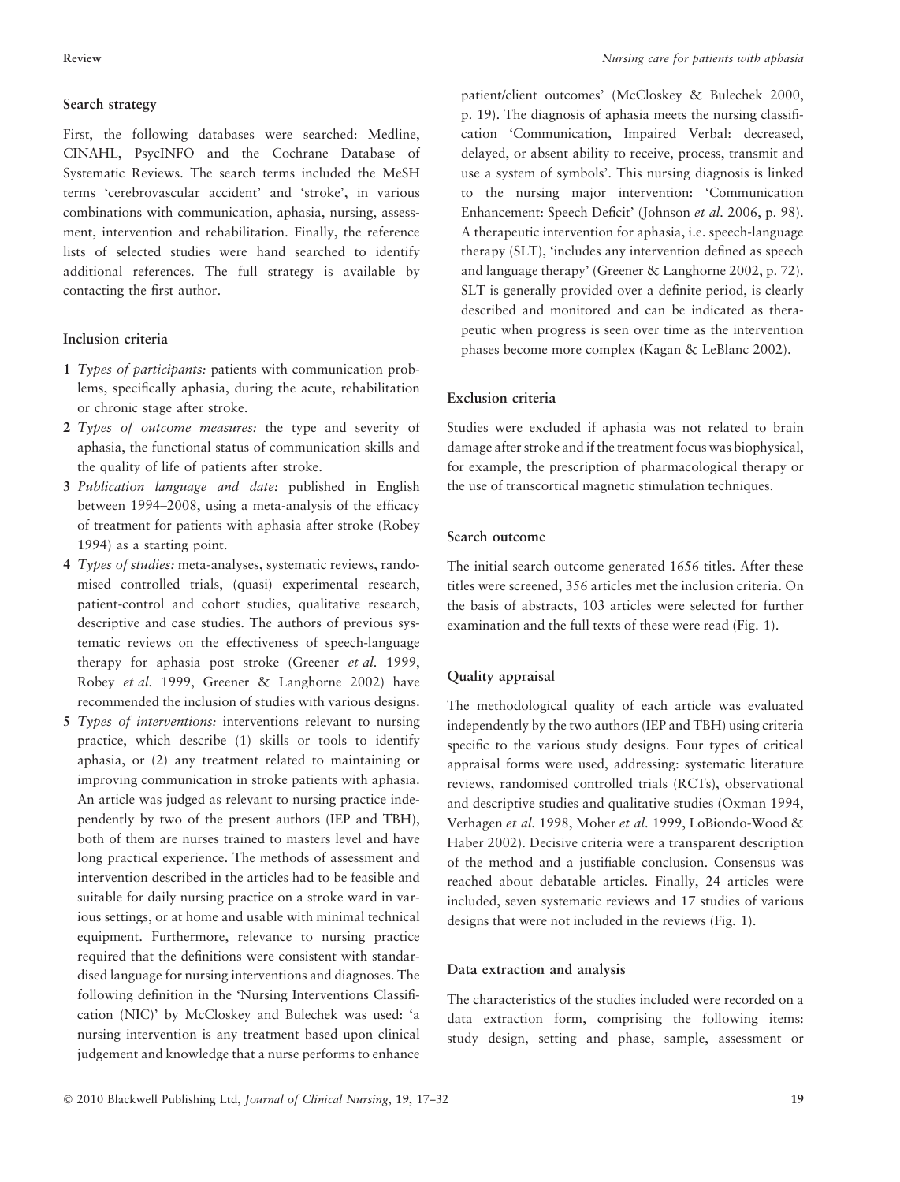### Search strategy

First, the following databases were searched: Medline, CINAHL, PsycINFO and the Cochrane Database of Systematic Reviews. The search terms included the MeSH terms 'cerebrovascular accident' and 'stroke', in various combinations with communication, aphasia, nursing, assessment, intervention and rehabilitation. Finally, the reference lists of selected studies were hand searched to identify additional references. The full strategy is available by contacting the first author.

### Inclusion criteria

1. *Types of participants:* patients with communication problems, specifically aphasia, during the acute, rehabilitation or chronic stage after stroke.
2. *Types of outcome measures:* the type and severity of aphasia, the functional status of communication skills and the quality of life of patients after stroke.
3. *Publication language and date:* published in English between 1994–2008, using a meta-analysis of the efficacy of treatment for patients with aphasia after stroke (Robey 1994) as a starting point.
4. *Types of studies:* meta-analyses, systematic reviews, randomised controlled trials, (quasi) experimental research, patient-control and cohort studies, qualitative research, descriptive and case studies. The authors of previous systematic reviews on the effectiveness of speech-language therapy for aphasia post stroke (Greener *et al.* 1999, Robey *et al.* 1999, Greener & Langhorne 2002) have recommended the inclusion of studies with various designs.
5. *Types of interventions:* interventions relevant to nursing practice, which describe (1) skills or tools to identify aphasia, or (2) any treatment related to maintaining or improving communication in stroke patients with aphasia. An article was judged as relevant to nursing practice independently by two of the present authors (IEP and TBH), both of them are nurses trained to masters level and have long practical experience. The methods of assessment and intervention described in the articles had to be feasible and suitable for daily nursing practice on a stroke ward in various settings, or at home and usable with minimal technical equipment. Furthermore, relevance to nursing practice required that the definitions were consistent with standardised language for nursing interventions and diagnoses. The following definition in the 'Nursing Interventions Classification (NIC)' by McCloskey and Bulechek was used: 'a nursing intervention is any treatment based upon clinical judgement and knowledge that a nurse performs to enhance patient/client outcomes' (McCloskey & Bulechek 2000, p. 19). The diagnosis of aphasia meets the nursing classification 'Communication, Impaired Verbal: decreased, delayed, or absent ability to receive, process, transmit and use a system of symbols'. This nursing diagnosis is linked to the nursing major intervention: 'Communication Enhancement: Speech Deficit' (Johnson *et al.* 2006, p. 98). A therapeutic intervention for aphasia, i.e. speech-language therapy (SLT), 'includes any intervention defined as speech and language therapy' (Greener & Langhorne 2002, p. 72). SLT is generally provided over a definite period, is clearly described and monitored and can be indicated as therapeutic when progress is seen over time as the intervention phases become more complex (Kagan & LeBlanc 2002).

### Exclusion criteria

Studies were excluded if aphasia was not related to brain damage after stroke and if the treatment focus was biophysical, for example, the prescription of pharmacological therapy or the use of transcortical magnetic stimulation techniques.

### Search outcome

The initial search outcome generated 1656 titles. After these titles were screened, 356 articles met the inclusion criteria. On the basis of abstracts, 103 articles were selected for further examination and the full texts of these were read (Fig. 1).

### Quality appraisal

The methodological quality of each article was evaluated independently by the two authors (IEP and TBH) using criteria specific to the various study designs. Four types of critical appraisal forms were used, addressing: systematic literature reviews, randomised controlled trials (RCTs), observational and descriptive studies and qualitative studies (Oxman 1994, Verhagen *et al.* 1998, Moher *et al.* 1999, LoBiondo-Wood & Haber 2002). Decisive criteria were a transparent description of the method and a justifiable conclusion. Consensus was reached about debatable articles. Finally, 24 articles were included, seven systematic reviews and 17 studies of various designs that were not included in the reviews (Fig. 1).

### Data extraction and analysis

The characteristics of the studies included were recorded on a data extraction form, comprising the following items: study design, setting and phase, sample, assessment or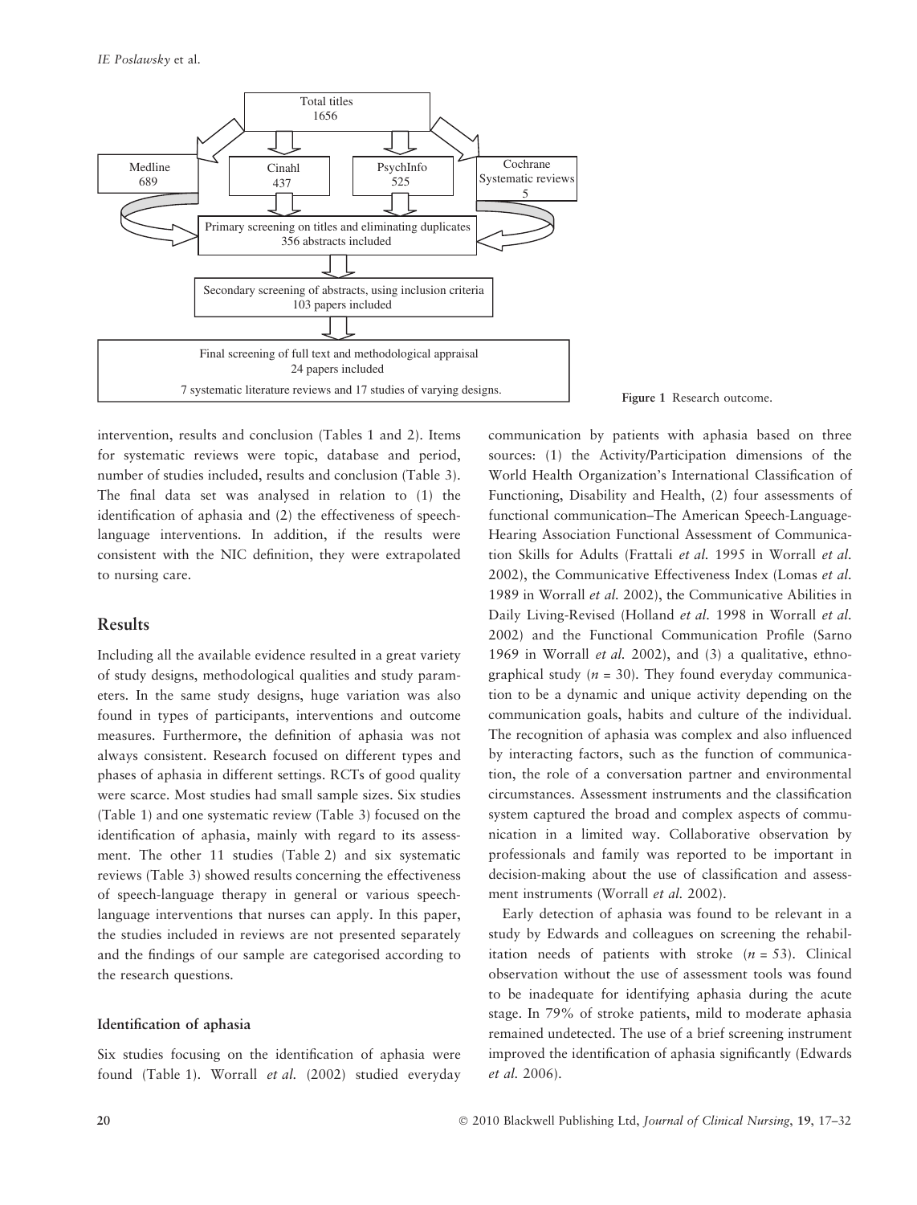Total titles
1656

Medline 689 | Cinahl 437 | PsychInfo 525 | Cochrane Systematic reviews 5

Primary screening on titles and eliminating duplicates
356 abstracts included

Secondary screening of abstracts, using inclusion criteria
103 papers included

Final screening of full text and methodological appraisal
24 papers included

7 systematic literature reviews and 17 studies of varying designs.

**Figure 1** Research outcome.

intervention, results and conclusion (Tables 1 and 2). Items for systematic reviews were topic, database and period, number of studies included, results and conclusion (Table 3). The final data set was analysed in relation to (1) the identification of aphasia and (2) the effectiveness of speech-language interventions. In addition, if the results were consistent with the NIC definition, they were extrapolated to nursing care.

## Results

Including all the available evidence resulted in a great variety of study designs, methodological qualities and study parameters. In the same study designs, huge variation was also found in types of participants, interventions and outcome measures. Furthermore, the definition of aphasia was not always consistent. Research focused on different types and phases of aphasia in different settings. RCTs of good quality were scarce. Most studies had small sample sizes. Six studies (Table 1) and one systematic review (Table 3) focused on the identification of aphasia, mainly with regard to its assessment. The other 11 studies (Table 2) and six systematic reviews (Table 3) showed results concerning the effectiveness of speech-language therapy in general or various speech-language interventions that nurses can apply. In this paper, the studies included in reviews are not presented separately and the findings of our sample are categorised according to the research questions.

### Identification of aphasia

Six studies focusing on the identification of aphasia were found (Table 1). Worrall *et al.* (2002) studied everyday communication by patients with aphasia based on three sources: (1) the Activity/Participation dimensions of the World Health Organization's International Classification of Functioning, Disability and Health, (2) four assessments of functional communication–The American Speech-Language-Hearing Association Functional Assessment of Communication Skills for Adults (Frattali *et al.* 1995 in Worrall *et al.* 2002), the Communicative Effectiveness Index (Lomas *et al.* 1989 in Worrall *et al.* 2002), the Communicative Abilities in Daily Living-Revised (Holland *et al.* 1998 in Worrall *et al.* 2002) and the Functional Communication Profile (Sarno 1969 in Worrall *et al.* 2002), and (3) a qualitative, ethnographical study ($n$ = 30). They found everyday communication to be a dynamic and unique activity depending on the communication goals, habits and culture of the individual. The recognition of aphasia was complex and also influenced by interacting factors, such as the function of communication, the role of a conversation partner and environmental circumstances. Assessment instruments and the classification system captured the broad and complex aspects of communication in a limited way. Collaborative observation by professionals and family was reported to be important in decision-making about the use of classification and assessment instruments (Worrall *et al.* 2002).

Early detection of aphasia was found to be relevant in a study by Edwards and colleagues on screening the rehabilitation needs of patients with stroke ($n$ = 53). Clinical observation without the use of assessment tools was found to be inadequate for identifying aphasia during the acute stage. In 79% of stroke patients, mild to moderate aphasia remained undetected. The use of a brief screening instrument improved the identification of aphasia significantly (Edwards *et al.* 2006).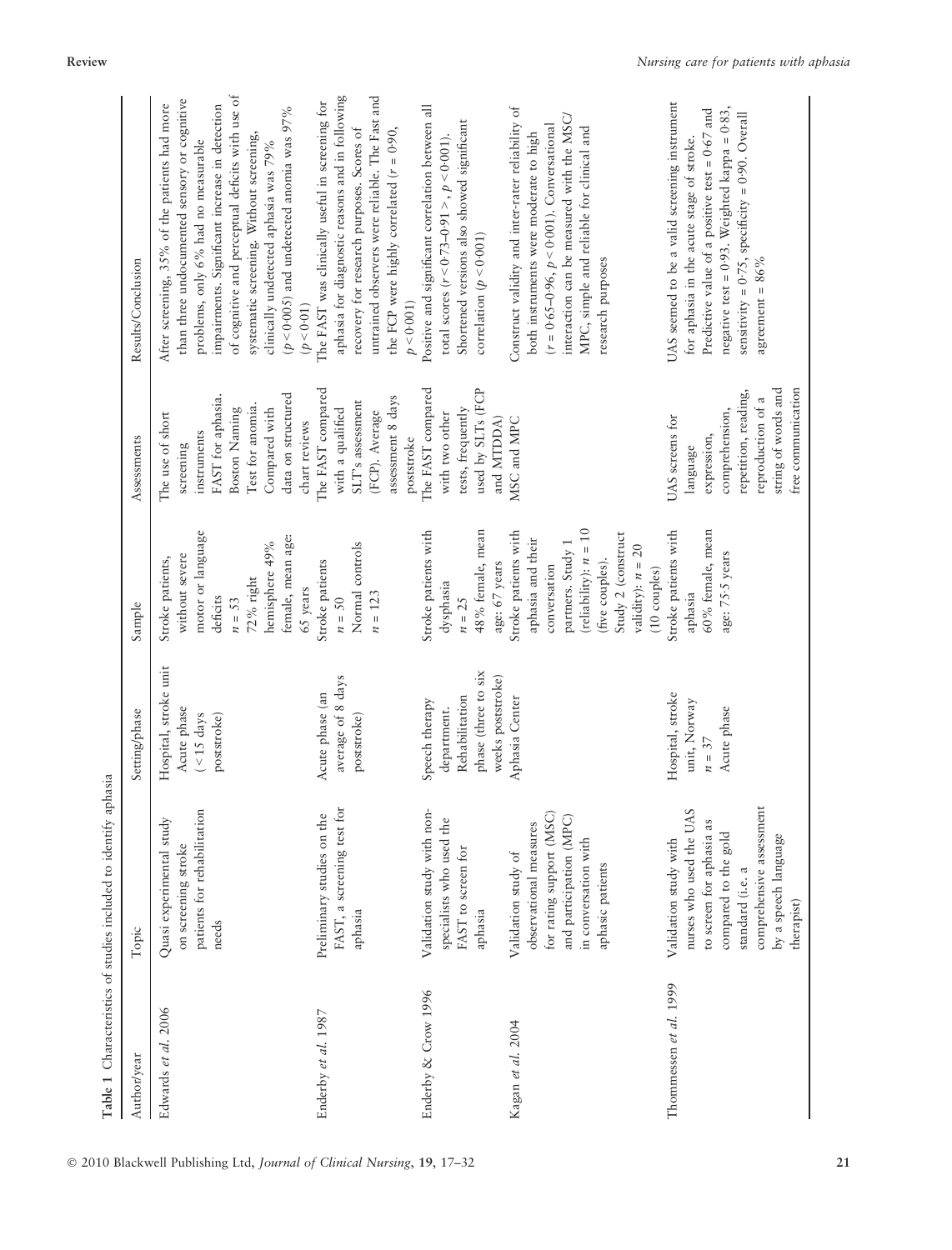**Table 1** Characteristics of studies included to identify aphasia

| Author/year | Topic | Setting/phase | Sample | Assessments | Results/Conclusion |
|---|---|---|---|---|---|
| Edwards *et al.* 2006 | Quasi experimental study on screening stroke patients for rehabilitation needs | Hospital, stroke unit Acute phase (<15 days poststroke) | Stroke patients, without severe motor or language deficits $n = 53$ 72% right hemisphere 49% female, mean age: 65 years | The use of short screening instruments FAST for aphasia. Boston Naming Test for anomia. Compared with data on structured chart reviews | After screening, 35% of the patients had more than three undocumented sensory or cognitive problems, only 6% had no measurable impairments. Significant increase in detection of cognitive and perceptual deficits with use of systematic screening. Without screening, clinically undetected aphasia was 79% ($p < 0{\cdot}005$) and undetected anomia was 97% ($p < 0{\cdot}01$) |
| Enderby *et al.* 1987 | Preliminary studies on the FAST, a screening test for aphasia | Acute phase (an average of 8 days poststroke) | Stroke patients $n = 50$ Normal controls $n = 123$ | The FAST compared with a qualified SLT's assessment (FCP). Average assessment 8 days poststroke | The FAST was clinically useful in screening for aphasia for diagnostic reasons and in following recovery for research purposes. Scores of untrained observers were reliable. The Fast and the FCP were highly correlated ($r = 0{\cdot}90$, $p < 0{\cdot}001$) |
| Enderby & Crow 1996 | Validation study with non-specialists who used the FAST to screen for aphasia | Speech therapy department. Rehabilitation phase (three to six weeks poststroke) | Stroke patients with dysphasia $n = 25$ 48% female, mean age: 67 years | The FAST compared with two other tests, frequently used by SLTs (FCP and MTDDA) | Positive and significant correlation between all total scores ($r < 0{\cdot}73$–$0{\cdot}91 >$, $p < 0{\cdot}001$). Shortened versions also showed significant correlation ($p < 0{\cdot}001$) |
| Kagan *et al.* 2004 | Validation study of observational measures for rating support (MSC) and participation (MPC) in conversation with aphasic patients | Aphasia Center | Stroke patients with aphasia and their conversation partners. Study 1 (reliability): $n = 10$ (five couples). Study 2 (construct validity): $n = 20$ (10 couples) | MSC and MPC | Construct validity and inter-rater reliability of both instruments were moderate to high ($r = 0{\cdot}65$–$0{\cdot}96$, $p < 0{\cdot}001$). Conversational interaction can be measured with the MSC/MPC, simple and reliable for clinical and research purposes |
| Thommessen *et al.* 1999 | Validation study with nurses who used the UAS to screen for aphasia as compared to the gold standard (i.e. a comprehensive assessment by a speech language therapist) | Hospital, stroke unit, Norway $n = 37$ Acute phase | Stroke patients with aphasia 60% female, mean age: 75·5 years | UAS screens for language expression, comprehension, repetition, reading, reproduction of a string of words and free communication | UAS seemed to be a valid screening instrument for aphasia in the acute stage of stroke. Predictive value of a positive test = 0·67 and negative test = 0·93. Weighted kappa = 0·83, sensitivity = 0·75, specificity = 0·90. Overall agreement = 86% |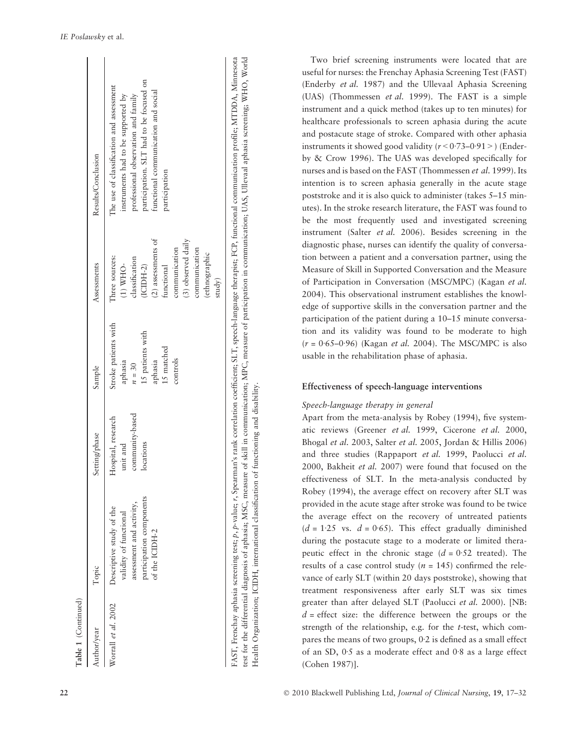**Table 1** (Continued)

| Author/year | Topic | Setting/phase | Sample | Assessments | Results/Conclusion |
|---|---|---|---|---|---|
| Worrall *et al.* 2002 | Descriptive study of the validity of functional assessment and activity, participation components of the ICIDH-2 | Hospital, research unit and community-based locations | Stroke patients with aphasia $n = 30$ 15 patients with aphasia 15 matched controls | Three sources: (1) WHO-classification (ICIDH-2) (2) assessments of functional communication (3) observed daily communication (ethnographic study) | The use of classification and assessment instruments had to be supported by professional observation and family participation. SLT had to be focused on functional communication and social participation |

FAST, Frenchay aphasia screening test; *p*, *p*-value; *r*, Spearman's rank correlation coefficient; SLT, speech-language therapist; FCP, functional communication profile; MTDDA, Minnesota test for the differential diagnosis of aphasia; MSC, measure of skill in communication; MPC, measure of participation in communication; UAS, Ulleval aphasia screening; WHO, World Health Organization; ICIDH, international classification of functioning and disability.

Two brief screening instruments were located that are useful for nurses: the Frenchay Aphasia Screening Test (FAST) (Enderby *et al.* 1987) and the Ullevaal Aphasia Screening (UAS) (Thommessen *et al.* 1999). The FAST is a simple instrument and a quick method (takes up to ten minutes) for healthcare professionals to screen aphasia during the acute and postacute stage of stroke. Compared with other aphasia instruments it showed good validity ($r < 0{\cdot}73$–$0{\cdot}91 >$) (Enderby & Crow 1996). The UAS was developed specifically for nurses and is based on the FAST (Thommessen *et al.* 1999). Its intention is to screen aphasia generally in the acute stage poststroke and it is also quick to administer (takes 5–15 minutes). In the stroke research literature, the FAST was found to be the most frequently used and investigated screening instrument (Salter *et al.* 2006). Besides screening in the diagnostic phase, nurses can identify the quality of conversation between a patient and a conversation partner, using the Measure of Skill in Supported Conversation and the Measure of Participation in Conversation (MSC/MPC) (Kagan *et al.* 2004). This observational instrument establishes the knowledge of supportive skills in the conversation partner and the participation of the patient during a 10–15 minute conversation and its validity was found to be moderate to high ($r = 0{\cdot}65$–$0{\cdot}96$) (Kagan *et al.* 2004). The MSC/MPC is also usable in the rehabilitation phase of aphasia.

## Effectiveness of speech-language interventions

### *Speech-language therapy in general*

Apart from the meta-analysis by Robey (1994), five systematic reviews (Greener *et al.* 1999, Cicerone *et al.* 2000, Bhogal *et al.* 2003, Salter *et al.* 2005, Jordan & Hillis 2006) and three studies (Rappaport *et al.* 1999, Paolucci *et al.* 2000, Bakheit *et al.* 2007) were found that focused on the effectiveness of SLT. In the meta-analysis conducted by Robey (1994), the average effect on recovery after SLT was provided in the acute stage after stroke was found to be twice the average effect on the recovery of untreated patients ($d = 1{\cdot}25$ vs. $d = 0{\cdot}65$). This effect gradually diminished during the postacute stage to a moderate or limited therapeutic effect in the chronic stage ($d = 0{\cdot}52$ treated). The results of a case control study ($n = 145$) confirmed the relevance of early SLT (within 20 days poststroke), showing that treatment responsiveness after early SLT was six times greater than after delayed SLT (Paolucci *et al.* 2000). [NB: $d$ = effect size: the difference between the groups or the strength of the relationship, e.g. for the *t*-test, which compares the means of two groups, 0·2 is defined as a small effect of an SD, 0·5 as a moderate effect and 0·8 as a large effect (Cohen 1987)].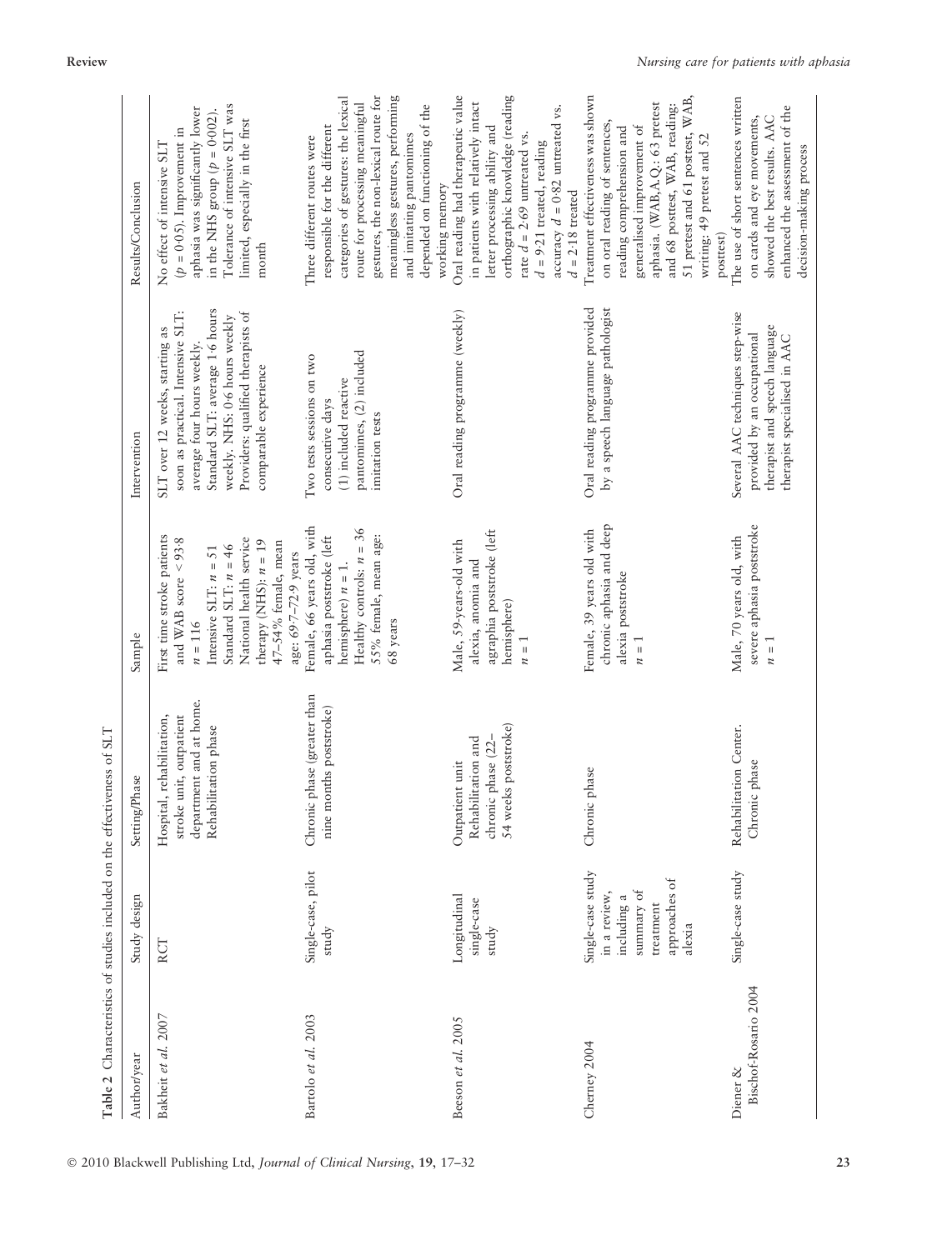**Table 2** Characteristics of studies included on the effectiveness of SLT

| Author/year | Study design | Setting/Phase | Sample | Intervention | Results/Conclusion |
|---|---|---|---|---|---|
| Bakheit *et al.* 2007 | RCT | Hospital, rehabilitation, stroke unit, outpatient department and at home. Rehabilitation phase | First time stroke patients and WAB score < 93·8 $n = 116$ Intensive SLT: $n = 51$ Standard SLT: $n = 46$ National health service therapy (NHS): $n = 19$ 47–54% female, mean age: 69·7–72·9 years | SLT over 12 weeks, starting as soon as practical. Intensive SLT: average four hours weekly. Standard SLT: average 1·6 hours weekly. NHS: 0·6 hours weekly Providers: qualified therapists of comparable experience | No effect of intensive SLT ($p = 0·05$). Improvement in aphasia was significantly lower in the NHS group ($p = 0·002$). Tolerance of intensive SLT was limited, especially in the first month |
| Bartolo *et al.* 2003 | Single-case, pilot study | Chronic phase (greater than nine months poststroke) | Female, 66 years old, with aphasia poststroke (left hemisphere) $n = 1$. Healthy controls: $n = 36$ 55% female, mean age: 68 years | Two tests sessions on two consecutive days (1) included reactive pantomimes, (2) included imitation tests | Three different routes were responsible for the different categories of gestures: the lexical route for processing meaningful gestures, the non-lexical route for meaningless gestures, performing and imitating pantomimes depended on functioning of the working memory |
| Beeson *et al.* 2005 | Longitudinal single-case study | Outpatient unit Rehabilitation and chronic phase (22–54 weeks poststroke) | Male, 59-years-old with alexia, anomia and agraphia poststroke (left hemisphere) $n = 1$ | Oral reading programme (weekly) | Oral reading had therapeutic value in patients with relatively intact letter processing ability and orthographic knowledge (reading rate $d = 2·69$ untreated vs. $d = 9·21$ treated, reading accuracy $d = 0·82$ untreated vs. $d = 2·18$ treated |
| Cherney 2004 | Single-case study in a review, including a summary of treatment approaches of alexia | Chronic phase | Female, 39 years old with chronic aphasia and deep alexia poststroke $n = 1$ | Oral reading programme provided by a speech language pathologist | Treatment effectiveness was shown on oral reading of sentences, reading comprehension and generalised improvement of aphasia. (WAB,A.Q.: 63 pretest and 68 posttest, WAB, reading: 51 pretest and 61 posttest, WAB, writing: 49 pretest and 52 posttest) |
| Diener & Bischof-Rosario 2004 | Single-case study | Rehabilitation Center. Chronic phase | Male, 70 years old, with severe aphasia poststroke $n = 1$ | Several AAC techniques step-wise provided by an occupational therapist and speech language therapist specialised in AAC | The use of short sentences written on cards and eye movements, showed the best results. AAC enhanced the assessment of the decision-making process |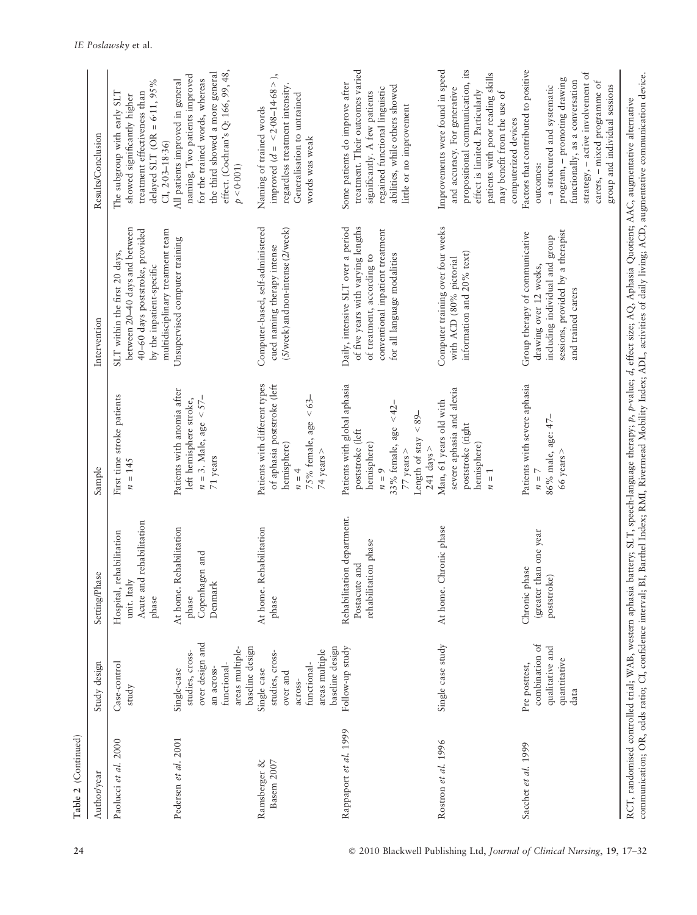**Table 2** (Continued)

| Author/year | Study design | Setting/Phase | Sample | Intervention | Results/Conclusion |
|---|---|---|---|---|---|
| Paolucci *et al.* 2000 | Case-control study | Hospital, rehabilitation unit. Italy Acute and rehabilitation phase | First time stroke patients $n = 145$ | SLT within the first 20 days, between 20–40 days and between 40–60 days poststroke, provided by the inpatient-specific multidisciplinary treatment team | The subgroup with early SLT showed significantly higher treatment effectiveness than delayed SLT (OR = 6·11, 95% CI, 2·03–18·36) |
| Pedersen *et al.* 2001 | Single-case studies, cross-over design and an across-functional-areas multiple-baseline design | At home. Rehabilitation phase Copenhagen and Denmark | Patients with anomia after left hemisphere stroke, $n = 3$. Male, age < 57–71 years | Unsupervised computer training | All patients improved in general naming, Two patients improved for the trained words, whereas the third showed a more general effect. (Cochran's Q: 166, 99, 48, $p < 0·001$) |
| Ramsberger & Basem 2007 | Single case studies, cross-over and across-functional-areas multiple baseline design | At home. Rehabilitation phase | Patients with different types of aphasia poststroke (left hemisphere) $n = 4$ 75% female, age < 63–74 years > | Computer-based, self-administered cued naming therapy intense (5/week) and non-intense (2/week) | Naming of trained words improved ($d$ = < 2·08–14·68 > ), regardless treatment intensity. Generalisation to untrained words was weak |
| Rappaport *et al.* 1999 | Follow-up study | Rehabilitation department. Postacute and rehabilitation phase | Patients with global aphasia poststroke (left hemisphere) $n = 9$ 33% female, age < 42–77 years > Length of stay < 89–241 days > | Daily, intensive SLT over a period of five years with varying lengths of treatment, according to conventional inpatient treatment for all language modalities | Some patients do improve after treatment. Their outcomes varied significantly. A few patients regained functional linguistic abilities, while others showed little or no improvement |
| Rostron *et al.* 1996 | Single case study | At home. Chronic phase | Man, 61 years old with severe aphasia and alexia poststroke (right hemisphere) $n = 1$ | Computer training over four weeks with ACD (80% pictorial information and 20% text) | Improvements were found in speed and accuracy. For generative propositional communication, its effect is limited. Particularly patients with poor reading skills may benefit from the use of computerized devices |
| Sacchet *et al.* 1999 | Pre posttest, combination of qualitative and quantitative data | Chronic phase (greater than one year poststroke) | Patients with severe aphasia $n = 7$ 86% male, age: 47–66 years > | Group therapy of communicative drawing over 12 weeks, including individual and group sessions, provided by a therapist and trained carers | Factors that contributed to positive outcomes: – a structured and systematic program, – promoting drawing functionally, as a conversation strategy, – active involvement of carers, – mixed programme of group and individual sessions |

RCT, randomised controlled trial; WAB, western aphasia battery; SLT, speech-language therapy; $p$, $p$-value; $d$, effect size; AQ, Aphasia Quotient; AAC, augmentative alternative communication; OR, odds ratio; CI, confidence interval; BI, Barthel Index; RMI, Rivermead Mobility Index; ADL, activities of daily living; ACD, augmentative communication device.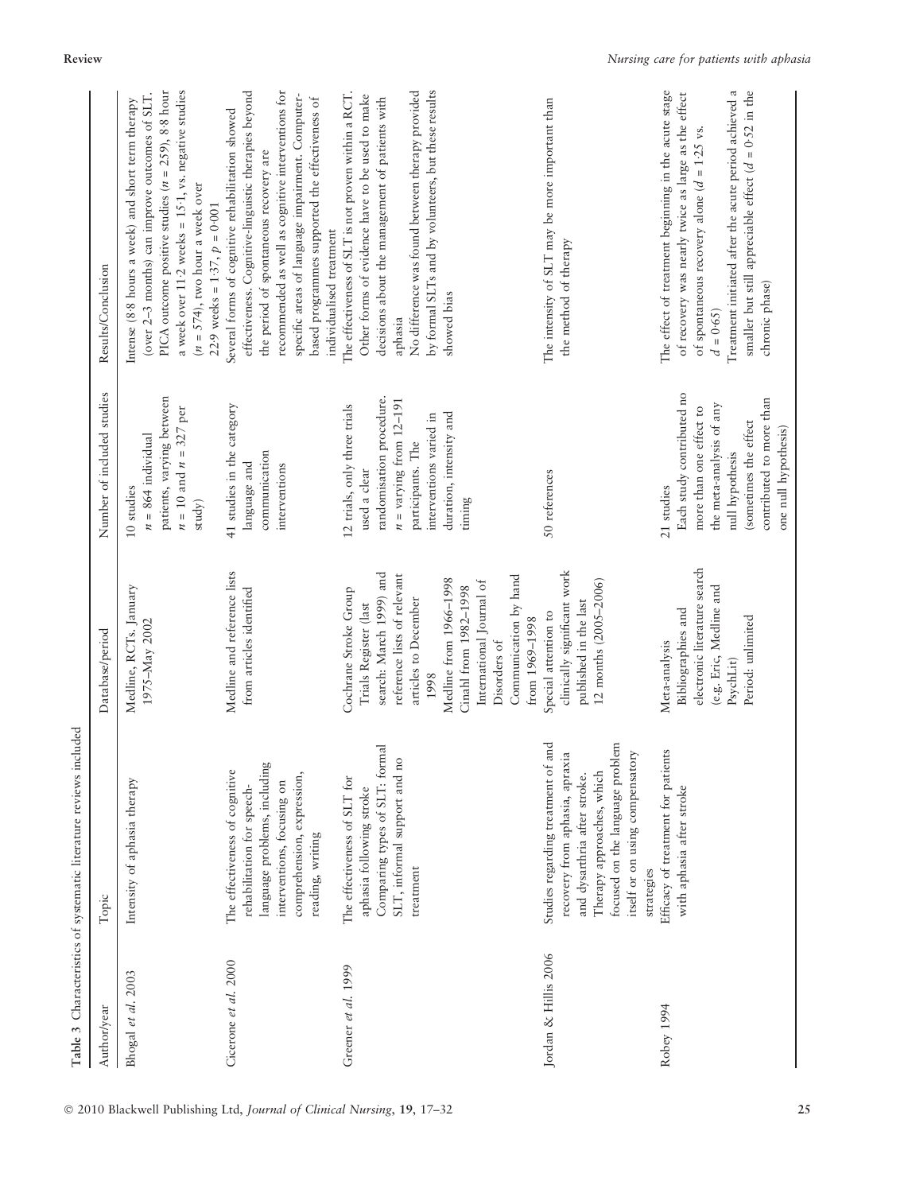**Table 3** Characteristics of systematic literature reviews included

| Author/year | Topic | Database/period | Number of included studies | Results/Conclusion |
|---|---|---|---|---|
| Bhogal *et al.* 2003 | Intensity of aphasia therapy | Medline, RCTs, January 1975–May 2002 | 10 studies $n = 864$ individual patients, varying between $n = 10$ and $n = 327$ per study) | Intense (8·8 hours a week) and short term therapy (over 2–3 months) can improve outcomes of SLT. PICA outcome positive studies ($n = 259$), 8·8 hour a week over 11·2 weeks = 15·1, vs. negative studies ($n = 574$), two hour a week over 22·9 weeks = 1·37, $p = 0·001$ |
| Cicerone *et al.* 2000 | The effectiveness of cognitive rehabilitation for speech-language problems, including interventions, focusing on comprehension, expression, reading, writing | Medline and reference lists from articles identified | 41 studies in the category language and communication interventions | Several forms of cognitive rehabilitation showed effectiveness. Cognitive-linguistic therapies beyond the period of spontaneous recovery are recommended as well as cognitive interventions for specific areas of language impairment. Computer-based programmes supported the effectiveness of individualised treatment |
| Greener *et al.* 1999 | The effectiveness of SLT for aphasia following stroke Comparing types of SLT: formal SLT, informal support and no treatment | Cochrane Stroke Group Trials Register (last search: March 1999) and reference lists of relevant articles to December 1998 Medline from 1966–1998 Cinahl from 1982–1998 International Journal of Disorders of Communication by hand from 1969–1998 | 12 trials, only three trials used a clear randomisation procedure. $n =$ varying from 12–191 participants. The interventions varied in duration, intensity and timing | The effectiveness of SLT is not proven within a RCT. Other forms of evidence have to be used to make decisions about the management of patients with aphasia No difference was found between therapy provided by formal SLTs and by volunteers, but these results showed bias |
| Jordan & Hillis 2006 | Studies regarding treatment of and recovery from aphasia, apraxia and dysarthria after stroke. Therapy approaches, which focused on the language problem itself or on using compensatory strategies | Special attention to clinically significant work published in the last 12 months (2005–2006) | 50 references | The intensity of SLT may be more important than the method of therapy |
| Robey 1994 | Efficacy of treatment for patients with aphasia after stroke | Meta-analysis Bibliographies and electronic literature search (e.g. Eric, Medline and PsychLit) Period: unlimited | 21 studies Each study contributed no more than one effect to the meta-analysis of any null hypothesis (sometimes the effect contributed to more than one null hypothesis) | The effect of treatment beginning in the acute stage of recovery was nearly twice as large as the effect of spontaneous recovery alone ($d = 1·25$ vs. $d = 0·65$) Treatment initiated after the acute period achieved a smaller but still appreciable effect ($d = 0·52$ in the chronic phase) |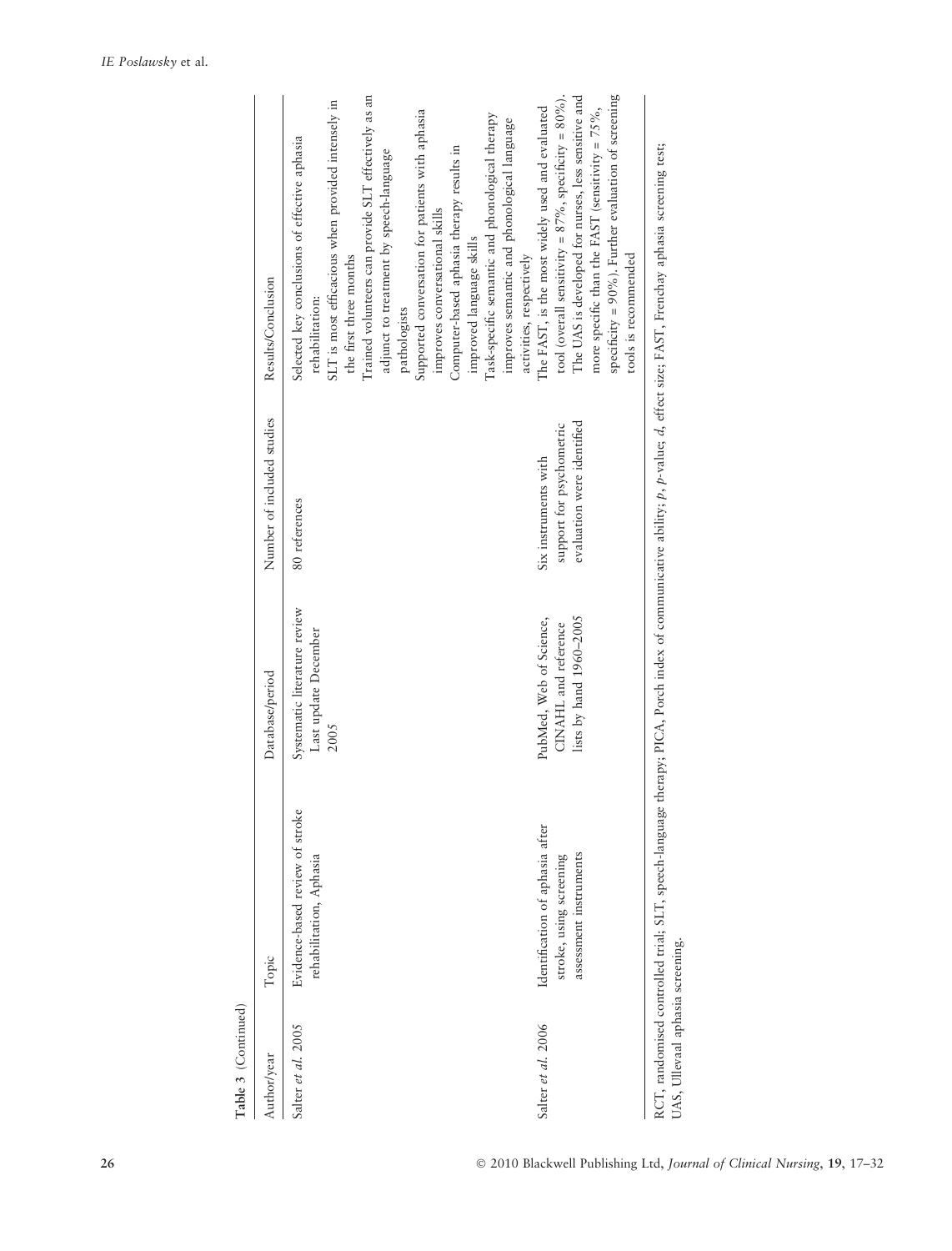**Table 3** (Continued)

| Author/year | Topic | Database/period | Number of included studies | Results/Conclusion |
|---|---|---|---|---|
| Salter *et al.* 2005 | Evidence-based review of stroke rehabilitation, Aphasia | Systematic literature review Last update December 2005 | 80 references | Selected key conclusions of effective aphasia rehabilitation:<br>SLT is most efficacious when provided intensely in the first three months<br>Trained volunteers can provide SLT effectively as an adjunct to treatment by speech-language pathologists<br>Supported conversation for patients with aphasia improves conversational skills<br>Computer-based aphasia therapy results in improved language skills<br>Task-specific semantic and phonological therapy improves semantic and phonological language activities, respectively |
| Salter *et al.* 2006 | Identification of aphasia after stroke, using screening assessment instruments | PubMed, Web of Science, CINAHL and reference lists by hand 1960–2005 | Six instruments with support for psychometric evaluation were identified | The FAST, is the most widely used and evaluated tool (overall sensitivity = 87%, specificity = 80%). The UAS is developed for nurses, less sensitive and more specific than the FAST (sensitivity = 75%, specificity = 90%). Further evaluation of screening tools is recommended |

RCT, randomised controlled trial; SLT, speech-language therapy; PICA, Porch index of communicative ability; *p*, *p*-value; *d*, effect size; FAST, Frenchay aphasia screening test; UAS, Ulleval aphasia screening.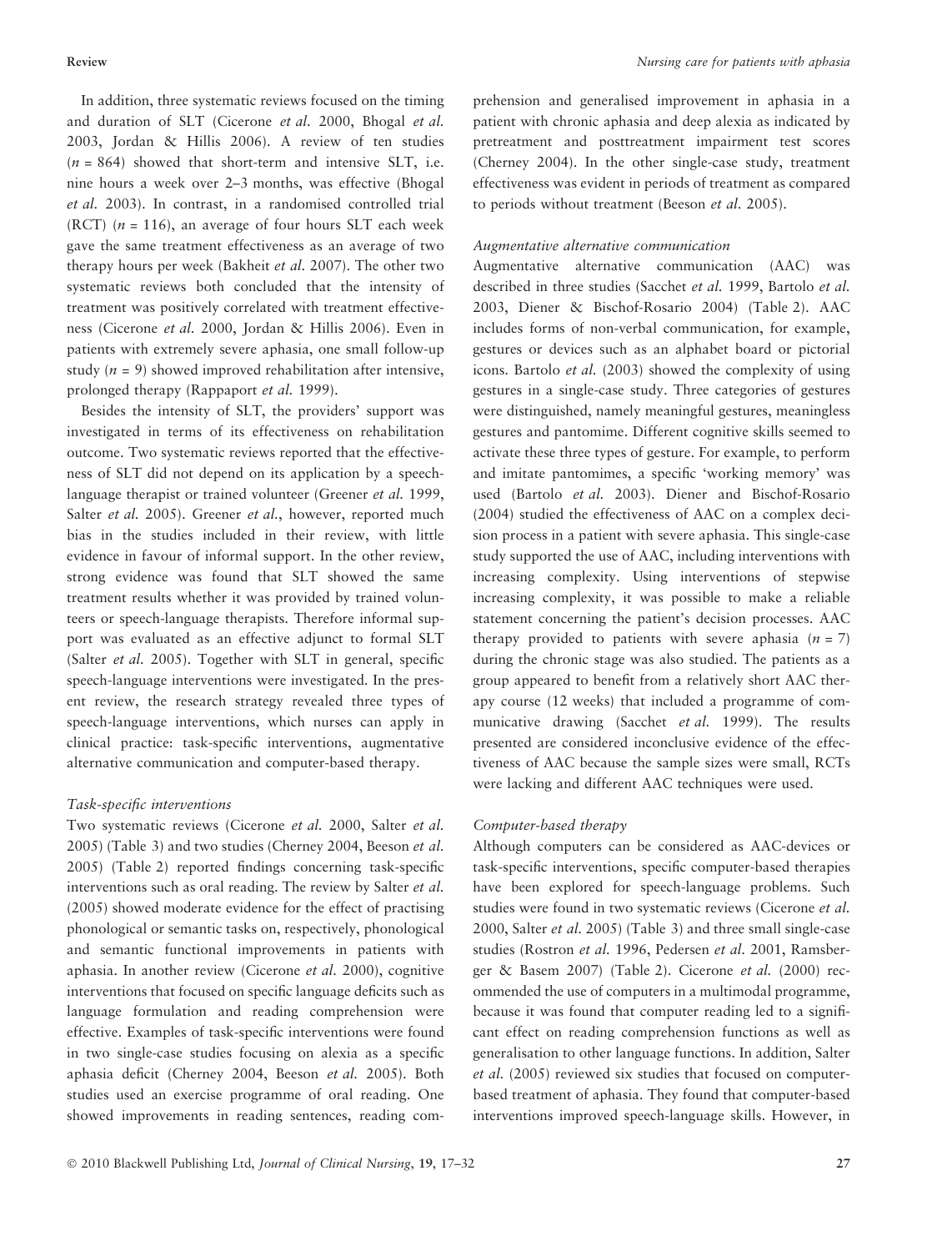In addition, three systematic reviews focused on the timing and duration of SLT (Cicerone *et al.* 2000, Bhogal *et al.* 2003, Jordan & Hillis 2006). A review of ten studies ($n = 864$) showed that short-term and intensive SLT, i.e. nine hours a week over 2–3 months, was effective (Bhogal *et al.* 2003). In contrast, in a randomised controlled trial (RCT) ($n = 116$), an average of four hours SLT each week gave the same treatment effectiveness as an average of two therapy hours per week (Bakheit *et al.* 2007). The other two systematic reviews both concluded that the intensity of treatment was positively correlated with treatment effectiveness (Cicerone *et al.* 2000, Jordan & Hillis 2006). Even in patients with extremely severe aphasia, one small follow-up study ($n = 9$) showed improved rehabilitation after intensive, prolonged therapy (Rappaport *et al.* 1999).

Besides the intensity of SLT, the providers' support was investigated in terms of its effectiveness on rehabilitation outcome. Two systematic reviews reported that the effectiveness of SLT did not depend on its application by a speech-language therapist or trained volunteer (Greener *et al.* 1999, Salter *et al.* 2005). Greener *et al.*, however, reported much bias in the studies included in their review, with little evidence in favour of informal support. In the other review, strong evidence was found that SLT showed the same treatment results whether it was provided by trained volunteers or speech-language therapists. Therefore informal support was evaluated as an effective adjunct to formal SLT (Salter *et al.* 2005). Together with SLT in general, specific speech-language interventions were investigated. In the present review, the research strategy revealed three types of speech-language interventions, which nurses can apply in clinical practice: task-specific interventions, augmentative alternative communication and computer-based therapy.

*Task-specific interventions*

Two systematic reviews (Cicerone *et al.* 2000, Salter *et al.* 2005) (Table 3) and two studies (Cherney 2004, Beeson *et al.* 2005) (Table 2) reported findings concerning task-specific interventions such as oral reading. The review by Salter *et al.* (2005) showed moderate evidence for the effect of practising phonological or semantic tasks on, respectively, phonological and semantic functional improvements in patients with aphasia. In another review (Cicerone *et al.* 2000), cognitive interventions that focused on specific language deficits such as language formulation and reading comprehension were effective. Examples of task-specific interventions were found in two single-case studies focusing on alexia as a specific aphasia deficit (Cherney 2004, Beeson *et al.* 2005). Both studies used an exercise programme of oral reading. One showed improvements in reading sentences, reading comprehension and generalised improvement in aphasia in a patient with chronic aphasia and deep alexia as indicated by pretreatment and posttreatment impairment test scores (Cherney 2004). In the other single-case study, treatment effectiveness was evident in periods of treatment as compared to periods without treatment (Beeson *et al.* 2005).

*Augmentative alternative communication*

Augmentative alternative communication (AAC) was described in three studies (Sacchet *et al.* 1999, Bartolo *et al.* 2003, Diener & Bischof-Rosario 2004) (Table 2). AAC includes forms of non-verbal communication, for example, gestures or devices such as an alphabet board or pictorial icons. Bartolo *et al.* (2003) showed the complexity of using gestures in a single-case study. Three categories of gestures were distinguished, namely meaningful gestures, meaningless gestures and pantomime. Different cognitive skills seemed to activate these three types of gesture. For example, to perform and imitate pantomimes, a specific 'working memory' was used (Bartolo *et al.* 2003). Diener and Bischof-Rosario (2004) studied the effectiveness of AAC on a complex decision process in a patient with severe aphasia. This single-case study supported the use of AAC, including interventions with increasing complexity. Using interventions of stepwise increasing complexity, it was possible to make a reliable statement concerning the patient's decision processes. AAC therapy provided to patients with severe aphasia ($n = 7$) during the chronic stage was also studied. The patients as a group appeared to benefit from a relatively short AAC therapy course (12 weeks) that included a programme of communicative drawing (Sacchet *et al.* 1999). The results presented are considered inconclusive evidence of the effectiveness of AAC because the sample sizes were small, RCTs were lacking and different AAC techniques were used.

*Computer-based therapy*

Although computers can be considered as AAC-devices or task-specific interventions, specific computer-based therapies have been explored for speech-language problems. Such studies were found in two systematic reviews (Cicerone *et al.* 2000, Salter *et al.* 2005) (Table 3) and three small single-case studies (Rostron *et al.* 1996, Pedersen *et al.* 2001, Ramsberger & Basem 2007) (Table 2). Cicerone *et al.* (2000) recommended the use of computers in a multimodal programme, because it was found that computer reading led to a significant effect on reading comprehension functions as well as generalisation to other language functions. In addition, Salter *et al.* (2005) reviewed six studies that focused on computer-based treatment of aphasia. They found that computer-based interventions improved speech-language skills. However, in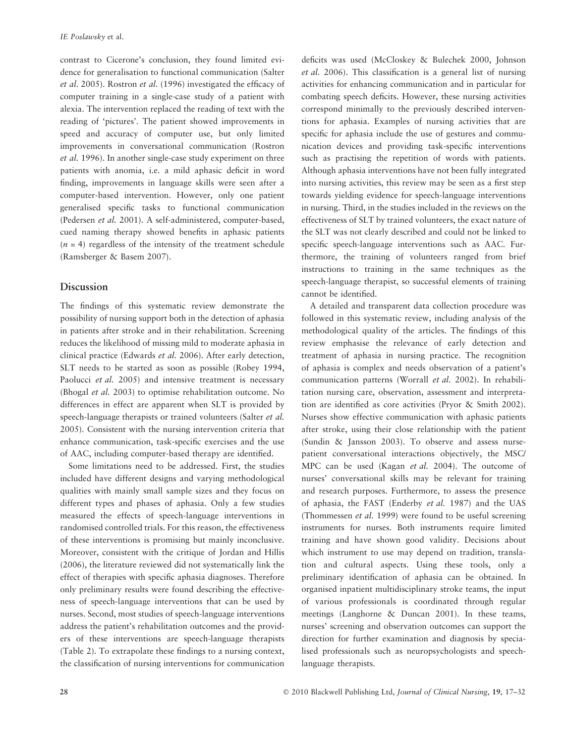contrast to Cicerone's conclusion, they found limited evidence for generalisation to functional communication (Salter *et al.* 2005). Rostron *et al.* (1996) investigated the efficacy of computer training in a single-case study of a patient with alexia. The intervention replaced the reading of text with the reading of 'pictures'. The patient showed improvements in speed and accuracy of computer use, but only limited improvements in conversational communication (Rostron *et al.* 1996). In another single-case study experiment on three patients with anomia, i.e. a mild aphasic deficit in word finding, improvements in language skills were seen after a computer-based intervention. However, only one patient generalised specific tasks to functional communication (Pedersen *et al.* 2001). A self-administered, computer-based, cued naming therapy showed benefits in aphasic patients ($n = 4$) regardless of the intensity of the treatment schedule (Ramsberger & Basem 2007).

## Discussion

The findings of this systematic review demonstrate the possibility of nursing support both in the detection of aphasia in patients after stroke and in their rehabilitation. Screening reduces the likelihood of missing mild to moderate aphasia in clinical practice (Edwards *et al.* 2006). After early detection, SLT needs to be started as soon as possible (Robey 1994, Paolucci *et al.* 2005) and intensive treatment is necessary (Bhogal *et al.* 2003) to optimise rehabilitation outcome. No differences in effect are apparent when SLT is provided by speech-language therapists or trained volunteers (Salter *et al.* 2005). Consistent with the nursing intervention criteria that enhance communication, task-specific exercises and the use of AAC, including computer-based therapy are identified.

Some limitations need to be addressed. First, the studies included have different designs and varying methodological qualities with mainly small sample sizes and they focus on different types and phases of aphasia. Only a few studies measured the effects of speech-language interventions in randomised controlled trials. For this reason, the effectiveness of these interventions is promising but mainly inconclusive. Moreover, consistent with the critique of Jordan and Hillis (2006), the literature reviewed did not systematically link the effect of therapies with specific aphasia diagnoses. Therefore only preliminary results were found describing the effectiveness of speech-language interventions that can be used by nurses. Second, most studies of speech-language interventions address the patient's rehabilitation outcomes and the providers of these interventions are speech-language therapists (Table 2). To extrapolate these findings to a nursing context, the classification of nursing interventions for communication deficits was used (McCloskey & Bulechek 2000, Johnson *et al.* 2006). This classification is a general list of nursing activities for enhancing communication and in particular for combating speech deficits. However, these nursing activities correspond minimally to the previously described interventions for aphasia. Examples of nursing activities that are specific for aphasia include the use of gestures and communication devices and providing task-specific interventions such as practising the repetition of words with patients. Although aphasia interventions have not been fully integrated into nursing activities, this review may be seen as a first step towards yielding evidence for speech-language interventions in nursing. Third, in the studies included in the reviews on the effectiveness of SLT by trained volunteers, the exact nature of the SLT was not clearly described and could not be linked to specific speech-language interventions such as AAC. Furthermore, the training of volunteers ranged from brief instructions to training in the same techniques as the speech-language therapist, so successful elements of training cannot be identified.

A detailed and transparent data collection procedure was followed in this systematic review, including analysis of the methodological quality of the articles. The findings of this review emphasise the relevance of early detection and treatment of aphasia in nursing practice. The recognition of aphasia is complex and needs observation of a patient's communication patterns (Worrall *et al.* 2002). In rehabilitation nursing care, observation, assessment and interpretation are identified as core activities (Pryor & Smith 2002). Nurses show effective communication with aphasic patients after stroke, using their close relationship with the patient (Sundin & Jansson 2003). To observe and assess nurse-patient conversational interactions objectively, the MSC/MPC can be used (Kagan *et al.* 2004). The outcome of nurses' conversational skills may be relevant for training and research purposes. Furthermore, to assess the presence of aphasia, the FAST (Enderby *et al.* 1987) and the UAS (Thommessen *et al.* 1999) were found to be useful screening instruments for nurses. Both instruments require limited training and have shown good validity. Decisions about which instrument to use may depend on tradition, translation and cultural aspects. Using these tools, only a preliminary identification of aphasia can be obtained. In organised inpatient multidisciplinary stroke teams, the input of various professionals is coordinated through regular meetings (Langhorne & Duncan 2001). In these teams, nurses' screening and observation outcomes can support the direction for further examination and diagnosis by specialised professionals such as neuropsychologists and speech-language therapists.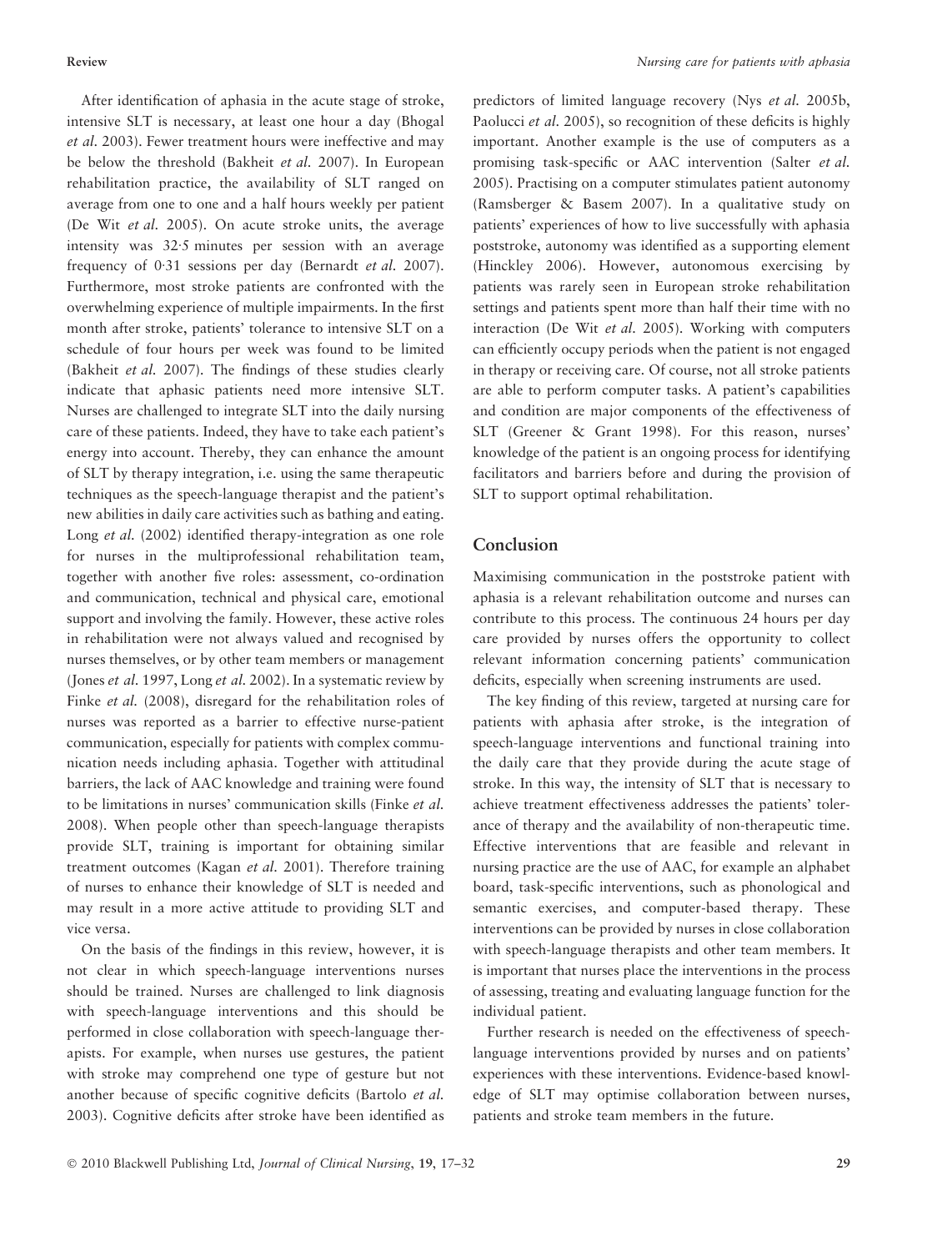After identification of aphasia in the acute stage of stroke, intensive SLT is necessary, at least one hour a day (Bhogal *et al.* 2003). Fewer treatment hours were ineffective and may be below the threshold (Bakheit *et al.* 2007). In European rehabilitation practice, the availability of SLT ranged on average from one to one and a half hours weekly per patient (De Wit *et al.* 2005). On acute stroke units, the average intensity was 32·5 minutes per session with an average frequency of 0·31 sessions per day (Bernardt *et al.* 2007). Furthermore, most stroke patients are confronted with the overwhelming experience of multiple impairments. In the first month after stroke, patients' tolerance to intensive SLT on a schedule of four hours per week was found to be limited (Bakheit *et al.* 2007). The findings of these studies clearly indicate that aphasic patients need more intensive SLT. Nurses are challenged to integrate SLT into the daily nursing care of these patients. Indeed, they have to take each patient's energy into account. Thereby, they can enhance the amount of SLT by therapy integration, i.e. using the same therapeutic techniques as the speech-language therapist and the patient's new abilities in daily care activities such as bathing and eating. Long *et al.* (2002) identified therapy-integration as one role for nurses in the multiprofessional rehabilitation team, together with another five roles: assessment, co-ordination and communication, technical and physical care, emotional support and involving the family. However, these active roles in rehabilitation were not always valued and recognised by nurses themselves, or by other team members or management (Jones *et al.* 1997, Long *et al.* 2002). In a systematic review by Finke *et al.* (2008), disregard for the rehabilitation roles of nurses was reported as a barrier to effective nurse-patient communication, especially for patients with complex communication needs including aphasia. Together with attitudinal barriers, the lack of AAC knowledge and training were found to be limitations in nurses' communication skills (Finke *et al.* 2008). When people other than speech-language therapists provide SLT, training is important for obtaining similar treatment outcomes (Kagan *et al.* 2001). Therefore training of nurses to enhance their knowledge of SLT is needed and may result in a more active attitude to providing SLT and vice versa.

On the basis of the findings in this review, however, it is not clear in which speech-language interventions nurses should be trained. Nurses are challenged to link diagnosis with speech-language interventions and this should be performed in close collaboration with speech-language therapists. For example, when nurses use gestures, the patient with stroke may comprehend one type of gesture but not another because of specific cognitive deficits (Bartolo *et al.* 2003). Cognitive deficits after stroke have been identified as predictors of limited language recovery (Nys *et al.* 2005b, Paolucci *et al.* 2005), so recognition of these deficits is highly important. Another example is the use of computers as a promising task-specific or AAC intervention (Salter *et al.* 2005). Practising on a computer stimulates patient autonomy (Ramsberger & Basem 2007). In a qualitative study on patients' experiences of how to live successfully with aphasia poststroke, autonomy was identified as a supporting element (Hinckley 2006). However, autonomous exercising by patients was rarely seen in European stroke rehabilitation settings and patients spent more than half their time with no interaction (De Wit *et al.* 2005). Working with computers can efficiently occupy periods when the patient is not engaged in therapy or receiving care. Of course, not all stroke patients are able to perform computer tasks. A patient's capabilities and condition are major components of the effectiveness of SLT (Greener & Grant 1998). For this reason, nurses' knowledge of the patient is an ongoing process for identifying facilitators and barriers before and during the provision of SLT to support optimal rehabilitation.

## Conclusion

Maximising communication in the poststroke patient with aphasia is a relevant rehabilitation outcome and nurses can contribute to this process. The continuous 24 hours per day care provided by nurses offers the opportunity to collect relevant information concerning patients' communication deficits, especially when screening instruments are used.

The key finding of this review, targeted at nursing care for patients with aphasia after stroke, is the integration of speech-language interventions and functional training into the daily care that they provide during the acute stage of stroke. In this way, the intensity of SLT that is necessary to achieve treatment effectiveness addresses the patients' tolerance of therapy and the availability of non-therapeutic time. Effective interventions that are feasible and relevant in nursing practice are the use of AAC, for example an alphabet board, task-specific interventions, such as phonological and semantic exercises, and computer-based therapy. These interventions can be provided by nurses in close collaboration with speech-language therapists and other team members. It is important that nurses place the interventions in the process of assessing, treating and evaluating language function for the individual patient.

Further research is needed on the effectiveness of speech-language interventions provided by nurses and on patients' experiences with these interventions. Evidence-based knowledge of SLT may optimise collaboration between nurses, patients and stroke team members in the future.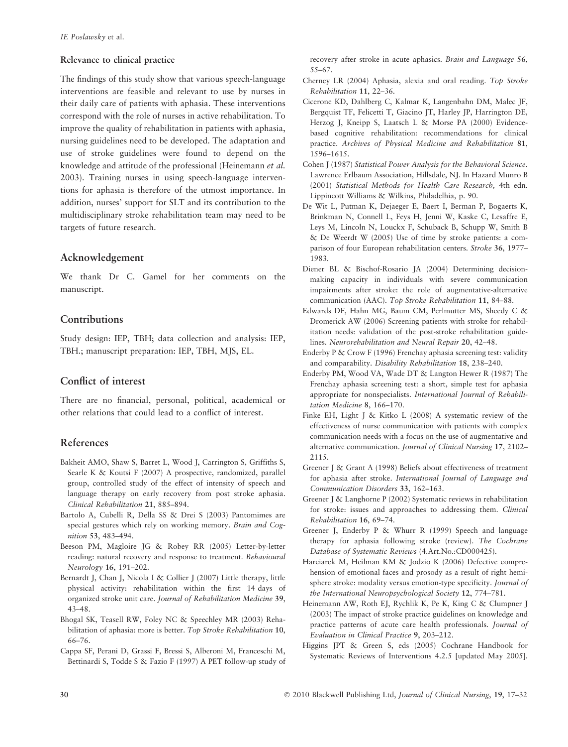### Relevance to clinical practice

The findings of this study show that various speech-language interventions are feasible and relevant to use by nurses in their daily care of patients with aphasia. These interventions correspond with the role of nurses in active rehabilitation. To improve the quality of rehabilitation in patients with aphasia, nursing guidelines need to be developed. The adaptation and use of stroke guidelines were found to depend on the knowledge and attitude of the professional (Heinemann *et al.* 2003). Training nurses in using speech-language interventions for aphasia is therefore of the utmost importance. In addition, nurses' support for SLT and its contribution to the multidisciplinary stroke rehabilitation team may need to be targets of future research.

## Acknowledgement

We thank Dr C. Gamel for her comments on the manuscript.

## Contributions

Study design: IEP, TBH; data collection and analysis: IEP, TBH.; manuscript preparation: IEP, TBH, MJS, EL.

## Conflict of interest

There are no financial, personal, political, academical or other relations that could lead to a conflict of interest.

## References

Bakheit AMO, Shaw S, Barret L, Wood J, Carrington S, Griffiths S, Searle K & Koutsi F (2007) A prospective, randomized, parallel group, controlled study of the effect of intensity of speech and language therapy on early recovery from post stroke aphasia. *Clinical Rehabilitation* **21**, 885–894.

Bartolo A, Cubelli R, Della SS & Drei S (2003) Pantomimes are special gestures which rely on working memory. *Brain and Cognition* **53**, 483–494.

Beeson PM, Magloire JG & Robey RR (2005) Letter-by-letter reading: natural recovery and response to treatment. *Behavioural Neurology* **16**, 191–202.

Bernardt J, Chan J, Nicola I & Collier J (2007) Little therapy, little physical activity: rehabilitation within the first 14 days of organized stroke unit care. *Journal of Rehabilitation Medicine* **39**, 43–48.

Bhogal SK, Teasell RW, Foley NC & Speechley MR (2003) Rehabilitation of aphasia: more is better. *Top Stroke Rehabilitation* **10**, 66–76.

Cappa SF, Perani D, Grassi F, Bressi S, Alberoni M, Franceschi M, Bettinardi S, Todde S & Fazio F (1997) A PET follow-up study of recovery after stroke in acute aphasics. *Brain and Language* **56**, 55–67.

Cherney LR (2004) Aphasia, alexia and oral reading. *Top Stroke Rehabilitation* **11**, 22–36.

Cicerone KD, Dahlberg C, Kalmar K, Langenbahn DM, Malec JF, Bergquist TF, Felicetti T, Giacino JT, Harley JP, Harrington DE, Herzog J, Kneipp S, Laatsch L & Morse PA (2000) Evidence-based cognitive rehabilitation: recommendations for clinical practice. *Archives of Physical Medicine and Rehabilitation* **81**, 1596–1615.

Cohen J (1987) *Statistical Power Analysis for the Behavioral Science*. Lawrence Erlbaum Association, Hillsdale, NJ. In Hazard Munro B (2001) *Statistical Methods for Health Care Research*, 4th edn. Lippincott Williams & Wilkins, Philadelhia, p. 90.

De Wit L, Putman K, Dejaeger E, Baert I, Berman P, Bogaerts K, Brinkman N, Connell L, Feys H, Jenni W, Kaske C, Lesaffre E, Leys M, Lincoln N, Louckx F, Schuback B, Schupp W, Smith B & De Weerdt W (2005) Use of time by stroke patients: a comparison of four European rehabilitation centers. *Stroke* **36**, 1977–1983.

Diener BL & Bischof-Rosario JA (2004) Determining decision-making capacity in individuals with severe communication impairments after stroke: the role of augmentative-alternative communication (AAC). *Top Stroke Rehabilitation* **11**, 84–88.

Edwards DF, Hahn MG, Baum CM, Perlmutter MS, Sheedy C & Dromerick AW (2006) Screening patients with stroke for rehabilitation needs: validation of the post-stroke rehabilitation guidelines. *Neurorehabilitation and Neural Repair* **20**, 42–48.

Enderby P & Crow F (1996) Frenchay aphasia screening test: validity and comparability. *Disability Rehabilitation* **18**, 238–240.

Enderby PM, Wood VA, Wade DT & Langton Hewer R (1987) The Frenchay aphasia screening test: a short, simple test for aphasia appropriate for nonspecialists. *International Journal of Rehabilitation Medicine* **8**, 166–170.

Finke EH, Light J & Kitko L (2008) A systematic review of the effectiveness of nurse communication with patients with complex communication needs with a focus on the use of augmentative and alternative communication. *Journal of Clinical Nursing* **17**, 2102–2115.

Greener J & Grant A (1998) Beliefs about effectiveness of treatment for aphasia after stroke. *International Journal of Language and Communication Disorders* **33**, 162–163.

Greener J & Langhorne P (2002) Systematic reviews in rehabilitation for stroke: issues and approaches to addressing them. *Clinical Rehabilitation* **16**, 69–74.

Greener J, Enderby P & Whurr R (1999) Speech and language therapy for aphasia following stroke (review). *The Cochrane Database of Systematic Reviews* (4.Art.No.:CD000425).

Harciarek M, Heilman KM & Jodzio K (2006) Defective comprehension of emotional faces and prosody as a result of right hemisphere stroke: modality versus emotion-type specificity. *Journal of the International Neuropsychological Society* **12**, 774–781.

Heinemann AW, Roth EJ, Rychlik K, Pe K, King C & Clumpner J (2003) The impact of stroke practice guidelines on knowledge and practice patterns of acute care health professionals. *Journal of Evaluation in Clinical Practice* **9**, 203–212.

Higgins JPT & Green S, eds (2005) Cochrane Handbook for Systematic Reviews of Interventions 4.2.5 [updated May 2005].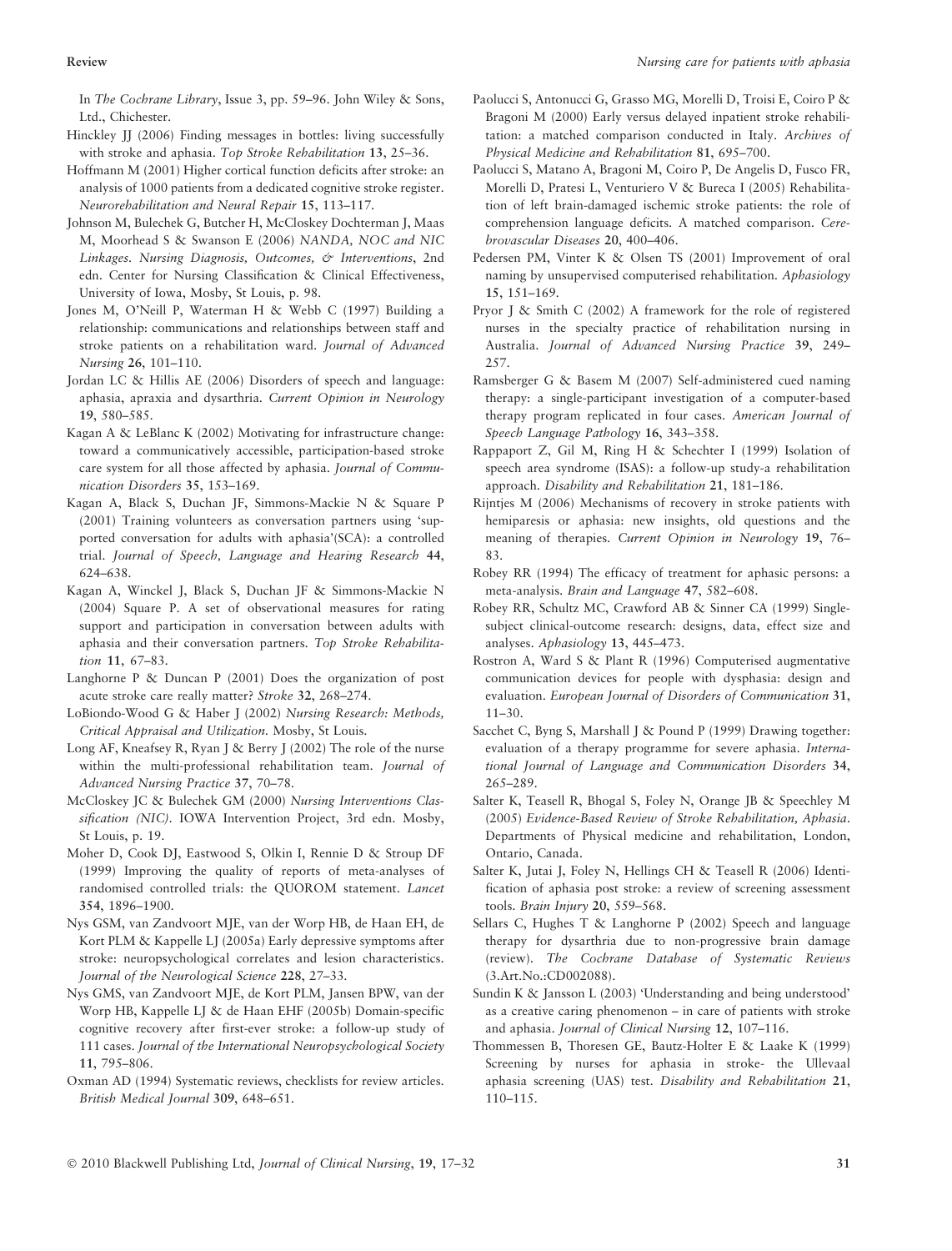In *The Cochrane Library*, Issue 3, pp. 59–96. John Wiley & Sons, Ltd., Chichester.

Hinckley JJ (2006) Finding messages in bottles: living successfully with stroke and aphasia. *Top Stroke Rehabilitation* **13**, 25–36.

Hoffmann M (2001) Higher cortical function deficits after stroke: an analysis of 1000 patients from a dedicated cognitive stroke register. *Neurorehabilitation and Neural Repair* **15**, 113–117.

Johnson M, Bulechek G, Butcher H, McCloskey Dochterman J, Maas M, Moorhead S & Swanson E (2006) *NANDA, NOC and NIC Linkages. Nursing Diagnosis, Outcomes, & Interventions*, 2nd edn. Center for Nursing Classification & Clinical Effectiveness, University of Iowa, Mosby, St Louis, p. 98.

Jones M, O'Neill P, Waterman H & Webb C (1997) Building a relationship: communications and relationships between staff and stroke patients on a rehabilitation ward. *Journal of Advanced Nursing* **26**, 101–110.

Jordan LC & Hillis AE (2006) Disorders of speech and language: aphasia, apraxia and dysarthria. *Current Opinion in Neurology* **19**, 580–585.

Kagan A & LeBlanc K (2002) Motivating for infrastructure change: toward a communicatively accessible, participation-based stroke care system for all those affected by aphasia. *Journal of Communication Disorders* **35**, 153–169.

Kagan A, Black S, Duchan JF, Simmons-Mackie N & Square P (2001) Training volunteers as conversation partners using 'supported conversation for adults with aphasia'(SCA): a controlled trial. *Journal of Speech, Language and Hearing Research* **44**, 624–638.

Kagan A, Winckel J, Black S, Duchan JF & Simmons-Mackie N (2004) Square P. A set of observational measures for rating support and participation in conversation between adults with aphasia and their conversation partners. *Top Stroke Rehabilitation* **11**, 67–83.

Langhorne P & Duncan P (2001) Does the organization of post acute stroke care really matter? *Stroke* **32**, 268–274.

LoBiondo-Wood G & Haber J (2002) *Nursing Research: Methods, Critical Appraisal and Utilization*. Mosby, St Louis.

Long AF, Kneafsey R, Ryan J & Berry J (2002) The role of the nurse within the multi-professional rehabilitation team. *Journal of Advanced Nursing Practice* **37**, 70–78.

McCloskey JC & Bulechek GM (2000) *Nursing Interventions Classification (NIC)*. IOWA Intervention Project, 3rd edn. Mosby, St Louis, p. 19.

Moher D, Cook DJ, Eastwood S, Olkin I, Rennie D & Stroup DF (1999) Improving the quality of reports of meta-analyses of randomised controlled trials: the QUOROM statement. *Lancet* **354**, 1896–1900.

Nys GSM, van Zandvoort MJE, van der Worp HB, de Haan EH, de Kort PLM & Kappelle LJ (2005a) Early depressive symptoms after stroke: neuropsychological correlates and lesion characteristics. *Journal of the Neurological Science* **228**, 27–33.

Nys GMS, van Zandvoort MJE, de Kort PLM, Jansen BPW, van der Worp HB, Kappelle LJ & de Haan EHF (2005b) Domain-specific cognitive recovery after first-ever stroke: a follow-up study of 111 cases. *Journal of the International Neuropsychological Society* **11**, 795–806.

Oxman AD (1994) Systematic reviews, checklists for review articles. *British Medical Journal* **309**, 648–651.

Paolucci S, Antonucci G, Grasso MG, Morelli D, Troisi E, Coiro P & Bragoni M (2000) Early versus delayed inpatient stroke rehabilitation: a matched comparison conducted in Italy. *Archives of Physical Medicine and Rehabilitation* **81**, 695–700.

Paolucci S, Matano A, Bragoni M, Coiro P, De Angelis D, Fusco FR, Morelli D, Pratesi L, Venturiero V & Bureca I (2005) Rehabilitation of left brain-damaged ischemic stroke patients: the role of comprehension language deficits. A matched comparison. *Cerebrovascular Diseases* **20**, 400–406.

Pedersen PM, Vinter K & Olsen TS (2001) Improvement of oral naming by unsupervised computerised rehabilitation. *Aphasiology* **15**, 151–169.

Pryor J & Smith C (2002) A framework for the role of registered nurses in the specialty practice of rehabilitation nursing in Australia. *Journal of Advanced Nursing Practice* **39**, 249–257.

Ramsberger G & Basem M (2007) Self-administered cued naming therapy: a single-participant investigation of a computer-based therapy program replicated in four cases. *American Journal of Speech Language Pathology* **16**, 343–358.

Rappaport Z, Gil M, Ring H & Schechter I (1999) Isolation of speech area syndrome (ISAS): a follow-up study-a rehabilitation approach. *Disability and Rehabilitation* **21**, 181–186.

Rijntjes M (2006) Mechanisms of recovery in stroke patients with hemiparesis or aphasia: new insights, old questions and the meaning of therapies. *Current Opinion in Neurology* **19**, 76–83.

Robey RR (1994) The efficacy of treatment for aphasic persons: a meta-analysis. *Brain and Language* **47**, 582–608.

Robey RR, Schultz MC, Crawford AB & Sinner CA (1999) Single-subject clinical-outcome research: designs, data, effect size and analyses. *Aphasiology* **13**, 445–473.

Rostron A, Ward S & Plant R (1996) Computerised augmentative communication devices for people with dysphasia: design and evaluation. *European Journal of Disorders of Communication* **31**, 11–30.

Sacchet C, Byng S, Marshall J & Pound P (1999) Drawing together: evaluation of a therapy programme for severe aphasia. *International Journal of Language and Communication Disorders* **34**, 265–289.

Salter K, Teasell R, Bhogal S, Foley N, Orange JB & Speechley M (2005) *Evidence-Based Review of Stroke Rehabilitation, Aphasia*. Departments of Physical medicine and rehabilitation, London, Ontario, Canada.

Salter K, Jutai J, Foley N, Hellings CH & Teasell R (2006) Identification of aphasia post stroke: a review of screening assessment tools. *Brain Injury* **20**, 559–568.

Sellars C, Hughes T & Langhorne P (2002) Speech and language therapy for dysarthria due to non-progressive brain damage (review). *The Cochrane Database of Systematic Reviews* (3.Art.No.:CD002088).

Sundin K & Jansson L (2003) 'Understanding and being understood' as a creative caring phenomenon – in care of patients with stroke and aphasia. *Journal of Clinical Nursing* **12**, 107–116.

Thommessen B, Thoresen GE, Bautz-Holter E & Laake K (1999) Screening by nurses for aphasia in stroke- the Ullevaal aphasia screening (UAS) test. *Disability and Rehabilitation* **21**, 110–115.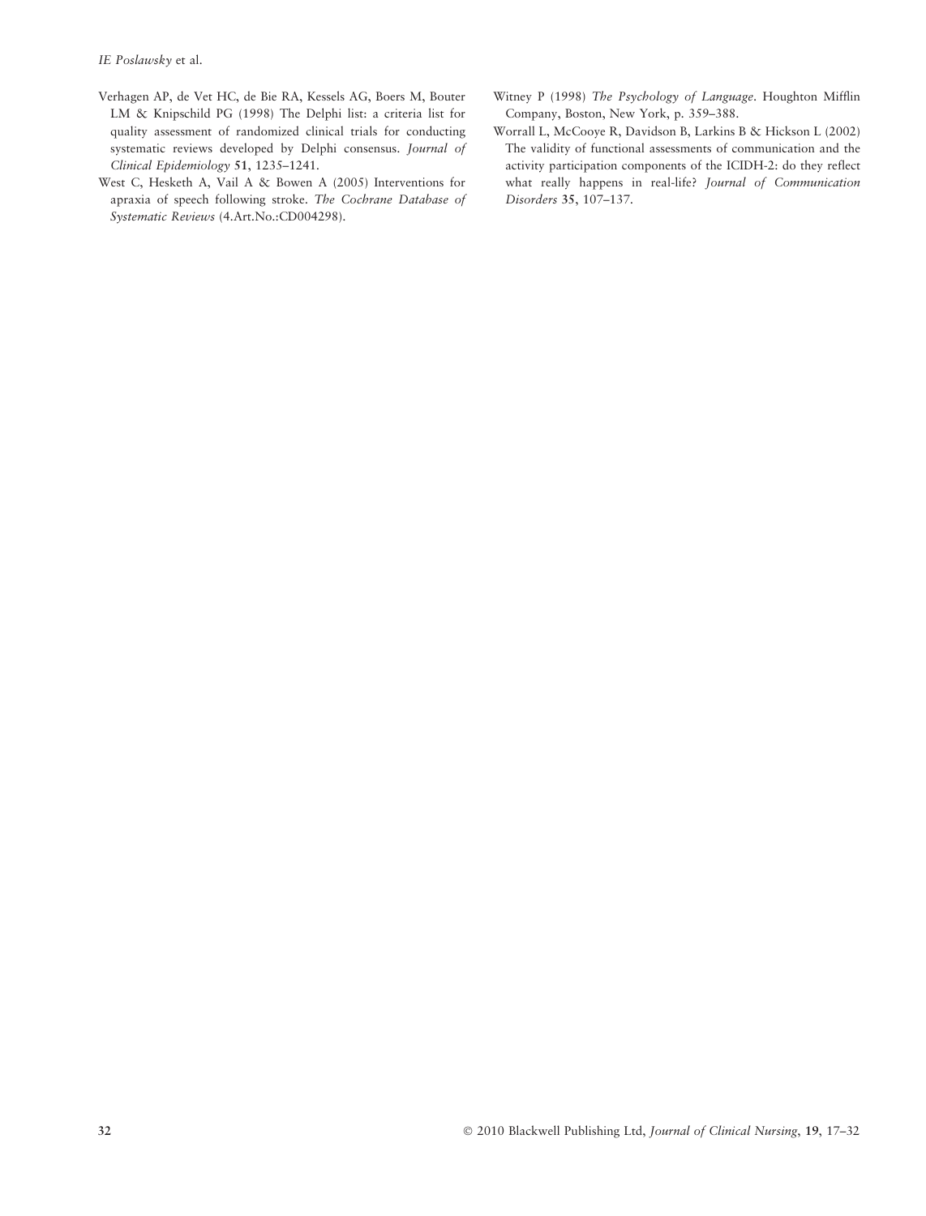Verhagen AP, de Vet HC, de Bie RA, Kessels AG, Boers M, Bouter LM & Knipschild PG (1998) The Delphi list: a criteria list for quality assessment of randomized clinical trials for conducting systematic reviews developed by Delphi consensus. *Journal of Clinical Epidemiology* **51**, 1235–1241.

West C, Hesketh A, Vail A & Bowen A (2005) Interventions for apraxia of speech following stroke. *The Cochrane Database of Systematic Reviews* (4.Art.No.:CD004298).

Witney P (1998) *The Psychology of Language*. Houghton Mifflin Company, Boston, New York, p. 359–388.

Worrall L, McCooye R, Davidson B, Larkins B & Hickson L (2002) The validity of functional assessments of communication and the activity participation components of the ICIDH-2: do they reflect what really happens in real-life? *Journal of Communication Disorders* **35**, 107–137.